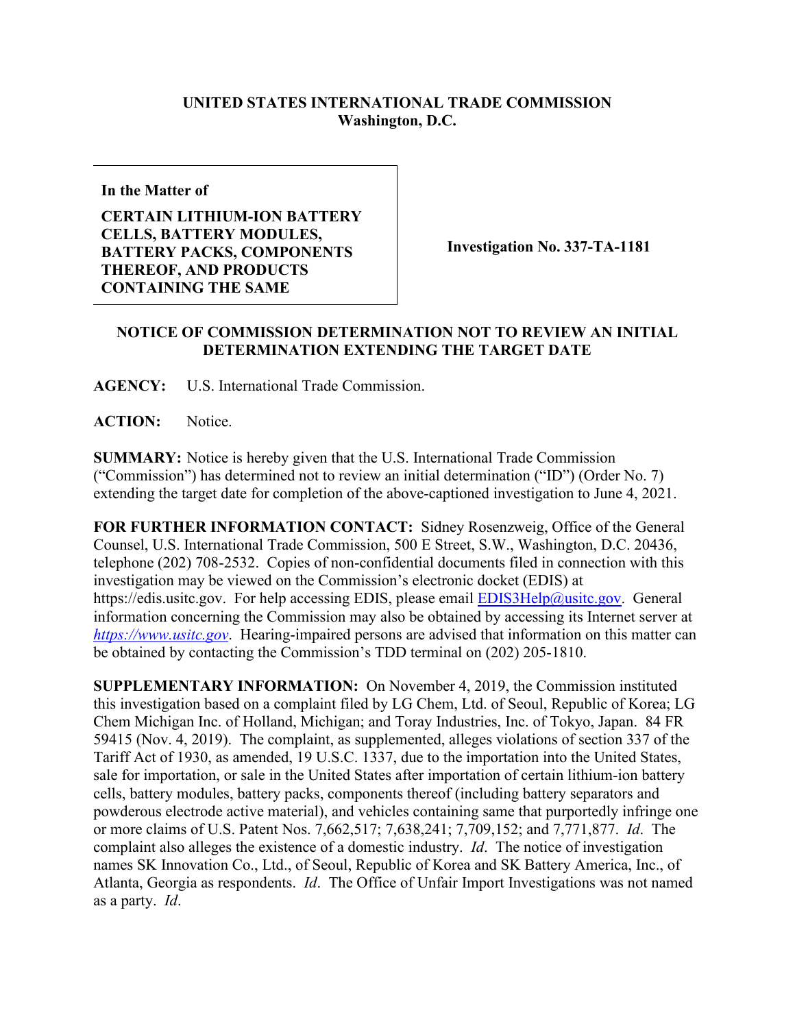**UNITED STATES INTERNATIONAL TRADE COMMISSION**
**Washington, D.C.**

| **In the Matter of** <br><br> **CERTAIN LITHIUM-ION BATTERY CELLS, BATTERY MODULES, BATTERY PACKS, COMPONENTS THEREOF, AND PRODUCTS CONTAINING THE SAME** | **Investigation No. 337-TA-1181** |
|---|---|

**NOTICE OF COMMISSION DETERMINATION NOT TO REVIEW AN INITIAL DETERMINATION EXTENDING THE TARGET DATE**

**AGENCY:** U.S. International Trade Commission.

**ACTION:** Notice.

**SUMMARY:** Notice is hereby given that the U.S. International Trade Commission ("Commission") has determined not to review an initial determination ("ID") (Order No. 7) extending the target date for completion of the above-captioned investigation to June 4, 2021.

**FOR FURTHER INFORMATION CONTACT:** Sidney Rosenzweig, Office of the General Counsel, U.S. International Trade Commission, 500 E Street, S.W., Washington, D.C. 20436, telephone (202) 708-2532. Copies of non-confidential documents filed in connection with this investigation may be viewed on the Commission's electronic docket (EDIS) at https://edis.usitc.gov. For help accessing EDIS, please email EDIS3Help@usitc.gov. General information concerning the Commission may also be obtained by accessing its Internet server at *https://www.usitc.gov*. Hearing-impaired persons are advised that information on this matter can be obtained by contacting the Commission's TDD terminal on (202) 205-1810.

**SUPPLEMENTARY INFORMATION:** On November 4, 2019, the Commission instituted this investigation based on a complaint filed by LG Chem, Ltd. of Seoul, Republic of Korea; LG Chem Michigan Inc. of Holland, Michigan; and Toray Industries, Inc. of Tokyo, Japan. 84 FR 59415 (Nov. 4, 2019). The complaint, as supplemented, alleges violations of section 337 of the Tariff Act of 1930, as amended, 19 U.S.C. 1337, due to the importation into the United States, sale for importation, or sale in the United States after importation of certain lithium-ion battery cells, battery modules, battery packs, components thereof (including battery separators and powderous electrode active material), and vehicles containing same that purportedly infringe one or more claims of U.S. Patent Nos. 7,662,517; 7,638,241; 7,709,152; and 7,771,877. *Id*. The complaint also alleges the existence of a domestic industry. *Id*. The notice of investigation names SK Innovation Co., Ltd., of Seoul, Republic of Korea and SK Battery America, Inc., of Atlanta, Georgia as respondents. *Id*. The Office of Unfair Import Investigations was not named as a party. *Id*.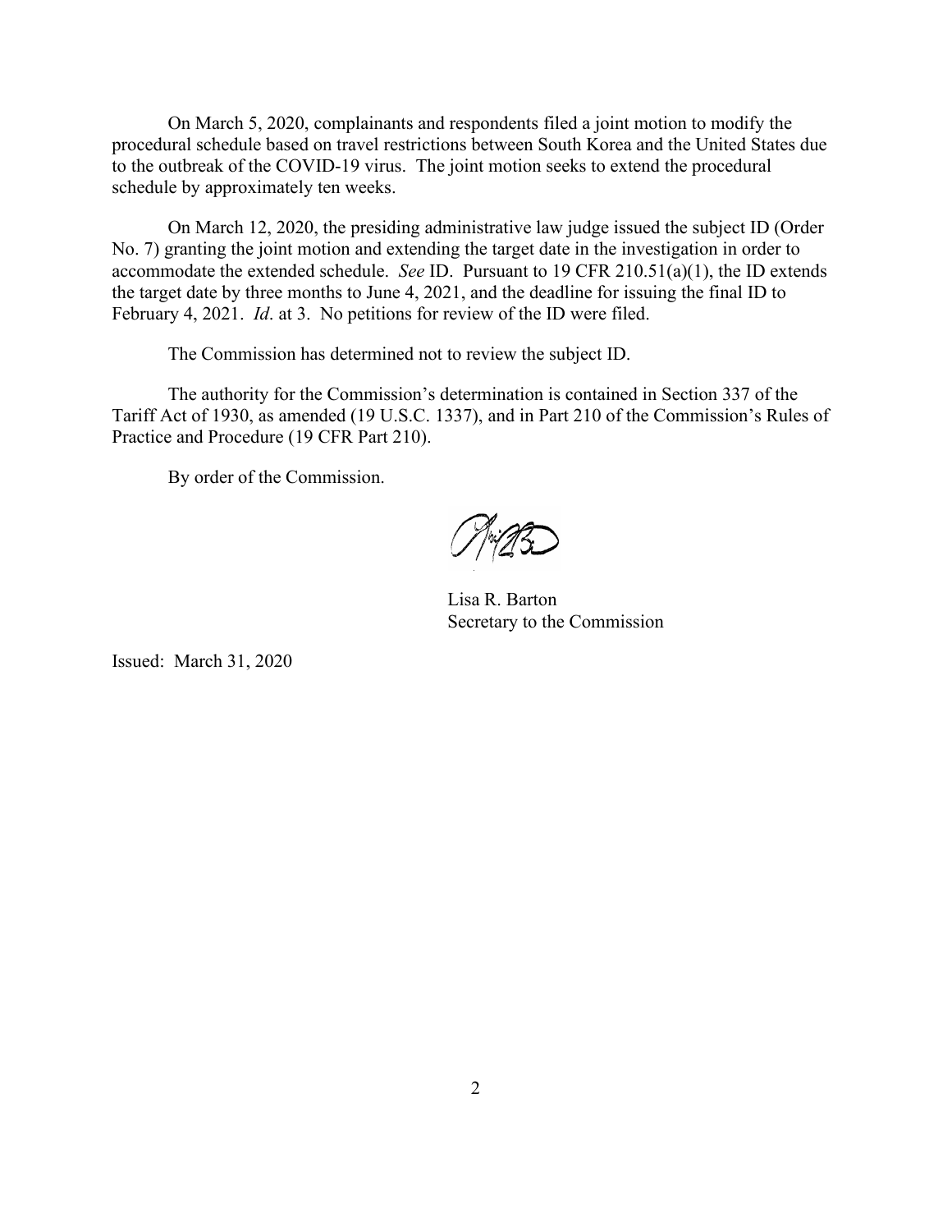On March 5, 2020, complainants and respondents filed a joint motion to modify the procedural schedule based on travel restrictions between South Korea and the United States due to the outbreak of the COVID-19 virus. The joint motion seeks to extend the procedural schedule by approximately ten weeks.

On March 12, 2020, the presiding administrative law judge issued the subject ID (Order No. 7) granting the joint motion and extending the target date in the investigation in order to accommodate the extended schedule. *See* ID. Pursuant to 19 CFR 210.51(a)(1), the ID extends the target date by three months to June 4, 2021, and the deadline for issuing the final ID to February 4, 2021. *Id*. at 3. No petitions for review of the ID were filed.

The Commission has determined not to review the subject ID.

The authority for the Commission's determination is contained in Section 337 of the Tariff Act of 1930, as amended (19 U.S.C. 1337), and in Part 210 of the Commission's Rules of Practice and Procedure (19 CFR Part 210).

By order of the Commission.

Lisa R. Barton
Secretary to the Commission

Issued: March 31, 2020